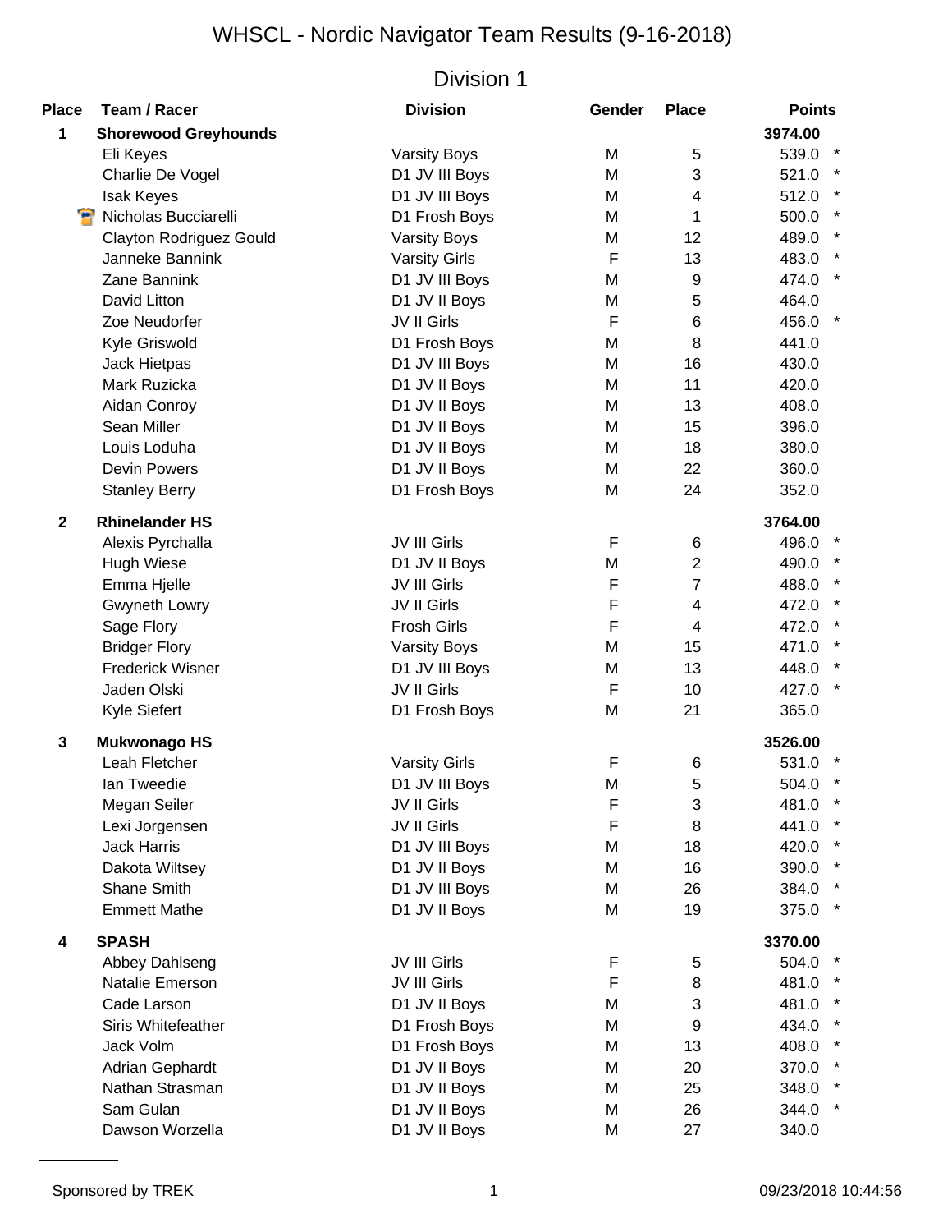# WHSCL - Nordic Navigator Team Results (9-16-2018)

## Division 1

| Place | Team / Racer | Division | Gender | Place | Points | |
|---|---|---|---|---|---|---|
| **1** | **Shorewood Greyhounds** | | | | **3974.00** | |
| | Eli Keyes | Varsity Boys | M | 5 | 539.0 | * |
| | Charlie De Vogel | D1 JV III Boys | M | 3 | 521.0 | * |
| | Isak Keyes | D1 JV III Boys | M | 4 | 512.0 | * |
| | Nicholas Bucciarelli | D1 Frosh Boys | M | 1 | 500.0 | * |
| | Clayton Rodriguez Gould | Varsity Boys | M | 12 | 489.0 | * |
| | Janneke Bannink | Varsity Girls | F | 13 | 483.0 | * |
| | Zane Bannink | D1 JV III Boys | M | 9 | 474.0 | * |
| | David Litton | D1 JV II Boys | M | 5 | 464.0 | |
| | Zoe Neudorfer | JV II Girls | F | 6 | 456.0 | * |
| | Kyle Griswold | D1 Frosh Boys | M | 8 | 441.0 | |
| | Jack Hietpas | D1 JV III Boys | M | 16 | 430.0 | |
| | Mark Ruzicka | D1 JV II Boys | M | 11 | 420.0 | |
| | Aidan Conroy | D1 JV II Boys | M | 13 | 408.0 | |
| | Sean Miller | D1 JV II Boys | M | 15 | 396.0 | |
| | Louis Loduha | D1 JV II Boys | M | 18 | 380.0 | |
| | Devin Powers | D1 JV II Boys | M | 22 | 360.0 | |
| | Stanley Berry | D1 Frosh Boys | M | 24 | 352.0 | |
| **2** | **Rhinelander HS** | | | | **3764.00** | |
| | Alexis Pyrchalla | JV III Girls | F | 6 | 496.0 | * |
| | Hugh Wiese | D1 JV II Boys | M | 2 | 490.0 | * |
| | Emma Hjelle | JV III Girls | F | 7 | 488.0 | * |
| | Gwyneth Lowry | JV II Girls | F | 4 | 472.0 | * |
| | Sage Flory | Frosh Girls | F | 4 | 472.0 | * |
| | Bridger Flory | Varsity Boys | M | 15 | 471.0 | * |
| | Frederick Wisner | D1 JV III Boys | M | 13 | 448.0 | * |
| | Jaden Olski | JV II Girls | F | 10 | 427.0 | * |
| | Kyle Siefert | D1 Frosh Boys | M | 21 | 365.0 | |
| **3** | **Mukwonago HS** | | | | **3526.00** | |
| | Leah Fletcher | Varsity Girls | F | 6 | 531.0 | * |
| | Ian Tweedie | D1 JV III Boys | M | 5 | 504.0 | * |
| | Megan Seiler | JV II Girls | F | 3 | 481.0 | * |
| | Lexi Jorgensen | JV II Girls | F | 8 | 441.0 | * |
| | Jack Harris | D1 JV III Boys | M | 18 | 420.0 | * |
| | Dakota Wiltsey | D1 JV II Boys | M | 16 | 390.0 | * |
| | Shane Smith | D1 JV III Boys | M | 26 | 384.0 | * |
| | Emmett Mathe | D1 JV II Boys | M | 19 | 375.0 | * |
| **4** | **SPASH** | | | | **3370.00** | |
| | Abbey Dahlseng | JV III Girls | F | 5 | 504.0 | * |
| | Natalie Emerson | JV III Girls | F | 8 | 481.0 | * |
| | Cade Larson | D1 JV II Boys | M | 3 | 481.0 | * |
| | Siris Whitefeather | D1 Frosh Boys | M | 9 | 434.0 | * |
| | Jack Volm | D1 Frosh Boys | M | 13 | 408.0 | * |
| | Adrian Gephardt | D1 JV II Boys | M | 20 | 370.0 | * |
| | Nathan Strasman | D1 JV II Boys | M | 25 | 348.0 | * |
| | Sam Gulan | D1 JV II Boys | M | 26 | 344.0 | * |
| | Dawson Worzella | D1 JV II Boys | M | 27 | 340.0 | |

Sponsored by TREK

09/23/2018 10:44:56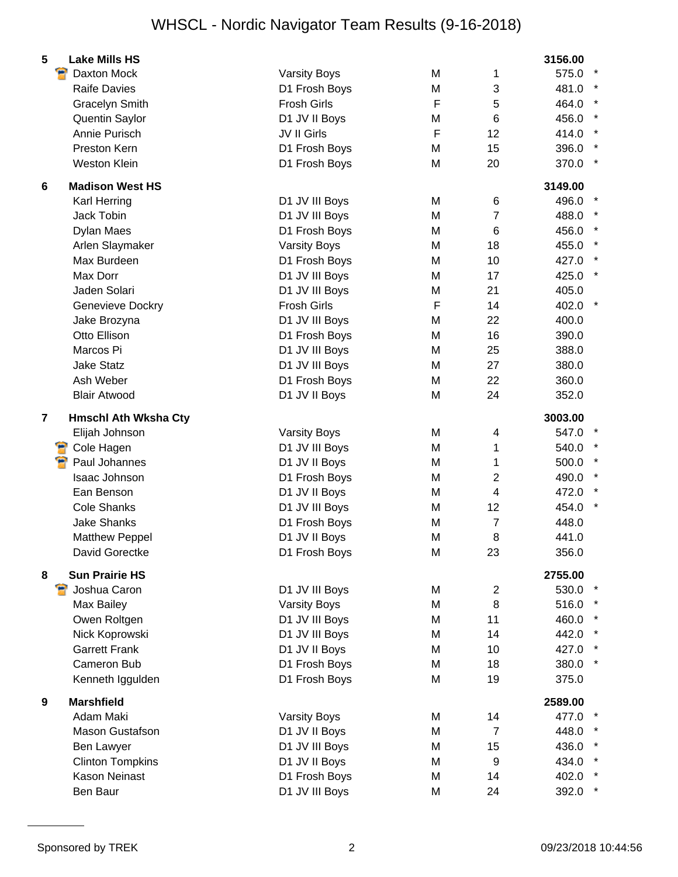# WHSCL - Nordic Navigator Team Results (9-16-2018)

| Place | Team / Rider | Category | Gender | Cat. Place | Points | Scoring |
|---|---|---|---|---|---|---|
| **5** | **Lake Mills HS** | | | | **3156.00** | |
| | Daxton Mock | Varsity Boys | M | 1 | 575.0 | * |
| | Raife Davies | D1 Frosh Boys | M | 3 | 481.0 | * |
| | Gracelyn Smith | Frosh Girls | F | 5 | 464.0 | * |
| | Quentin Saylor | D1 JV II Boys | M | 6 | 456.0 | * |
| | Annie Purisch | JV II Girls | F | 12 | 414.0 | * |
| | Preston Kern | D1 Frosh Boys | M | 15 | 396.0 | * |
| | Weston Klein | D1 Frosh Boys | M | 20 | 370.0 | * |
| **6** | **Madison West HS** | | | | **3149.00** | |
| | Karl Herring | D1 JV III Boys | M | 6 | 496.0 | * |
| | Jack Tobin | D1 JV III Boys | M | 7 | 488.0 | * |
| | Dylan Maes | D1 Frosh Boys | M | 6 | 456.0 | * |
| | Arlen Slaymaker | Varsity Boys | M | 18 | 455.0 | * |
| | Max Burdeen | D1 Frosh Boys | M | 10 | 427.0 | * |
| | Max Dorr | D1 JV III Boys | M | 17 | 425.0 | * |
| | Jaden Solari | D1 JV III Boys | M | 21 | 405.0 | |
| | Genevieve Dockry | Frosh Girls | F | 14 | 402.0 | * |
| | Jake Brozyna | D1 JV III Boys | M | 22 | 400.0 | |
| | Otto Ellison | D1 Frosh Boys | M | 16 | 390.0 | |
| | Marcos Pi | D1 JV III Boys | M | 25 | 388.0 | |
| | Jake Statz | D1 JV III Boys | M | 27 | 380.0 | |
| | Ash Weber | D1 Frosh Boys | M | 22 | 360.0 | |
| | Blair Atwood | D1 JV II Boys | M | 24 | 352.0 | |
| **7** | **Hmschl Ath Wksha Cty** | | | | **3003.00** | |
| | Elijah Johnson | Varsity Boys | M | 4 | 547.0 | * |
| | Cole Hagen | D1 JV III Boys | M | 1 | 540.0 | * |
| | Paul Johannes | D1 JV II Boys | M | 1 | 500.0 | * |
| | Isaac Johnson | D1 Frosh Boys | M | 2 | 490.0 | * |
| | Ean Benson | D1 JV II Boys | M | 4 | 472.0 | * |
| | Cole Shanks | D1 JV III Boys | M | 12 | 454.0 | * |
| | Jake Shanks | D1 Frosh Boys | M | 7 | 448.0 | |
| | Matthew Peppel | D1 JV II Boys | M | 8 | 441.0 | |
| | David Gorectke | D1 Frosh Boys | M | 23 | 356.0 | |
| **8** | **Sun Prairie HS** | | | | **2755.00** | |
| | Joshua Caron | D1 JV III Boys | M | 2 | 530.0 | * |
| | Max Bailey | Varsity Boys | M | 8 | 516.0 | * |
| | Owen Roltgen | D1 JV III Boys | M | 11 | 460.0 | * |
| | Nick Koprowski | D1 JV III Boys | M | 14 | 442.0 | * |
| | Garrett Frank | D1 JV II Boys | M | 10 | 427.0 | * |
| | Cameron Bub | D1 Frosh Boys | M | 18 | 380.0 | * |
| | Kenneth Iggulden | D1 Frosh Boys | M | 19 | 375.0 | |
| **9** | **Marshfield** | | | | **2589.00** | |
| | Adam Maki | Varsity Boys | M | 14 | 477.0 | * |
| | Mason Gustafson | D1 JV II Boys | M | 7 | 448.0 | * |
| | Ben Lawyer | D1 JV III Boys | M | 15 | 436.0 | * |
| | Clinton Tompkins | D1 JV II Boys | M | 9 | 434.0 | * |
| | Kason Neinast | D1 Frosh Boys | M | 14 | 402.0 | * |
| | Ben Baur | D1 JV III Boys | M | 24 | 392.0 | * |

Sponsored by TREK

09/23/2018 10:44:56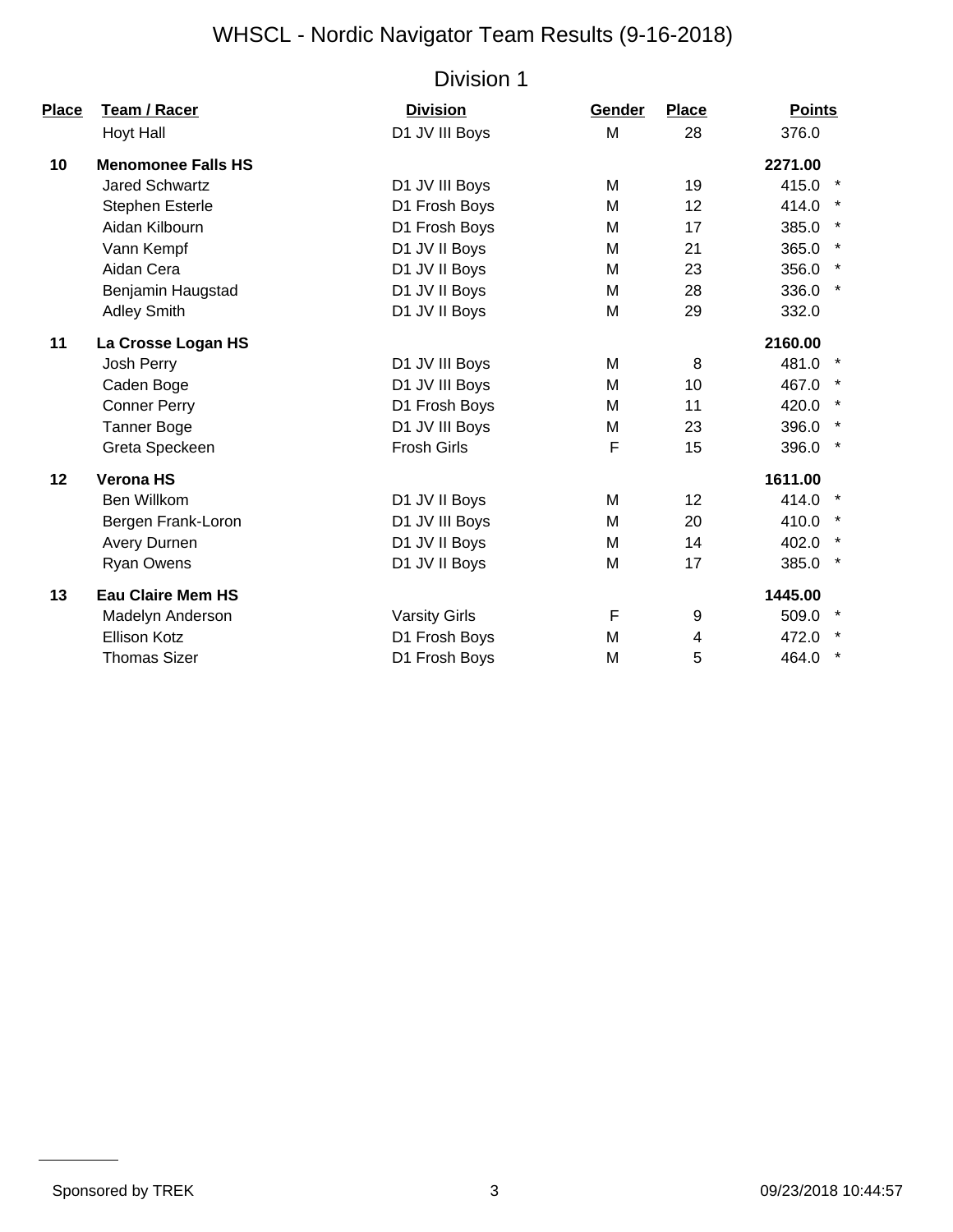# WHSCL - Nordic Navigator Team Results (9-16-2018)

## Division 1

| Place | Team / Racer | Division | Gender | Place | Points | |
|---|---|---|---|---|---|---|
| | Hoyt Hall | D1 JV III Boys | M | 28 | 376.0 | |
| **10** | **Menomonee Falls HS** | | | | **2271.00** | |
| | Jared Schwartz | D1 JV III Boys | M | 19 | 415.0 | * |
| | Stephen Esterle | D1 Frosh Boys | M | 12 | 414.0 | * |
| | Aidan Kilbourn | D1 Frosh Boys | M | 17 | 385.0 | * |
| | Vann Kempf | D1 JV II Boys | M | 21 | 365.0 | * |
| | Aidan Cera | D1 JV II Boys | M | 23 | 356.0 | * |
| | Benjamin Haugstad | D1 JV II Boys | M | 28 | 336.0 | * |
| | Adley Smith | D1 JV II Boys | M | 29 | 332.0 | |
| **11** | **La Crosse Logan HS** | | | | **2160.00** | |
| | Josh Perry | D1 JV III Boys | M | 8 | 481.0 | * |
| | Caden Boge | D1 JV III Boys | M | 10 | 467.0 | * |
| | Conner Perry | D1 Frosh Boys | M | 11 | 420.0 | * |
| | Tanner Boge | D1 JV III Boys | M | 23 | 396.0 | * |
| | Greta Speckeen | Frosh Girls | F | 15 | 396.0 | * |
| **12** | **Verona HS** | | | | **1611.00** | |
| | Ben Willkom | D1 JV II Boys | M | 12 | 414.0 | * |
| | Bergen Frank-Loron | D1 JV III Boys | M | 20 | 410.0 | * |
| | Avery Durnen | D1 JV II Boys | M | 14 | 402.0 | * |
| | Ryan Owens | D1 JV II Boys | M | 17 | 385.0 | * |
| **13** | **Eau Claire Mem HS** | | | | **1445.00** | |
| | Madelyn Anderson | Varsity Girls | F | 9 | 509.0 | * |
| | Ellison Kotz | D1 Frosh Boys | M | 4 | 472.0 | * |
| | Thomas Sizer | D1 Frosh Boys | M | 5 | 464.0 | * |

Sponsored by TREK

09/23/2018 10:44:57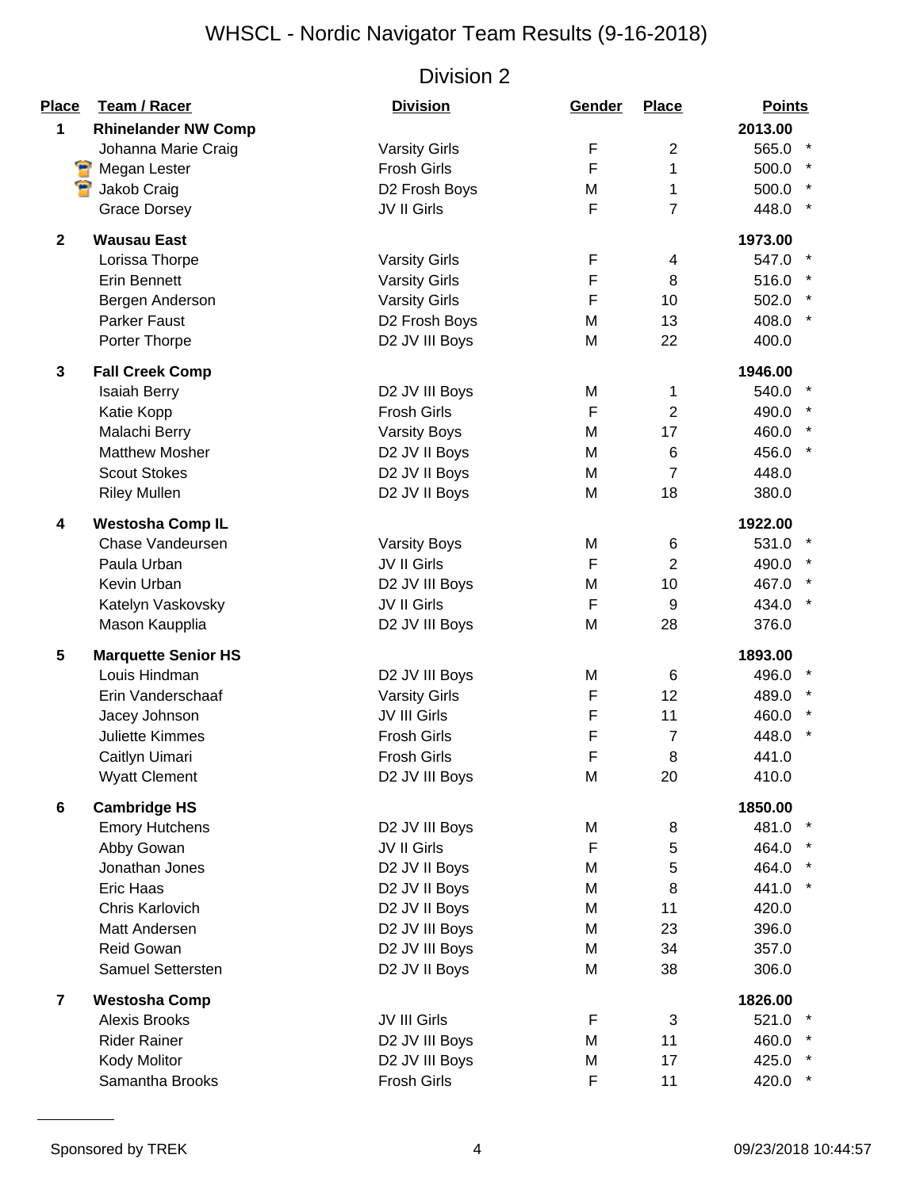# WHSCL - Nordic Navigator Team Results (9-16-2018)

## Division 2

| Place | Team / Racer | Division | Gender | Place | Points | |
|---|---|---|---|---|---|---|
| 1 | **Rhinelander NW Comp** | | | | **2013.00** | |
| | Johanna Marie Craig | Varsity Girls | F | 2 | 565.0 | * |
| | Megan Lester | Frosh Girls | F | 1 | 500.0 | * |
| | Jakob Craig | D2 Frosh Boys | M | 1 | 500.0 | * |
| | Grace Dorsey | JV II Girls | F | 7 | 448.0 | * |
| 2 | **Wausau East** | | | | **1973.00** | |
| | Lorissa Thorpe | Varsity Girls | F | 4 | 547.0 | * |
| | Erin Bennett | Varsity Girls | F | 8 | 516.0 | * |
| | Bergen Anderson | Varsity Girls | F | 10 | 502.0 | * |
| | Parker Faust | D2 Frosh Boys | M | 13 | 408.0 | * |
| | Porter Thorpe | D2 JV III Boys | M | 22 | 400.0 | |
| 3 | **Fall Creek Comp** | | | | **1946.00** | |
| | Isaiah Berry | D2 JV III Boys | M | 1 | 540.0 | * |
| | Katie Kopp | Frosh Girls | F | 2 | 490.0 | * |
| | Malachi Berry | Varsity Boys | M | 17 | 460.0 | * |
| | Matthew Mosher | D2 JV II Boys | M | 6 | 456.0 | * |
| | Scout Stokes | D2 JV II Boys | M | 7 | 448.0 | |
| | Riley Mullen | D2 JV II Boys | M | 18 | 380.0 | |
| 4 | **Westosha Comp IL** | | | | **1922.00** | |
| | Chase Vandeursen | Varsity Boys | M | 6 | 531.0 | * |
| | Paula Urban | JV II Girls | F | 2 | 490.0 | * |
| | Kevin Urban | D2 JV III Boys | M | 10 | 467.0 | * |
| | Katelyn Vaskovsky | JV II Girls | F | 9 | 434.0 | * |
| | Mason Kaupplia | D2 JV III Boys | M | 28 | 376.0 | |
| 5 | **Marquette Senior HS** | | | | **1893.00** | |
| | Louis Hindman | D2 JV III Boys | M | 6 | 496.0 | * |
| | Erin Vanderschaaf | Varsity Girls | F | 12 | 489.0 | * |
| | Jacey Johnson | JV III Girls | F | 11 | 460.0 | * |
| | Juliette Kimmes | Frosh Girls | F | 7 | 448.0 | * |
| | Caitlyn Uimari | Frosh Girls | F | 8 | 441.0 | |
| | Wyatt Clement | D2 JV III Boys | M | 20 | 410.0 | |
| 6 | **Cambridge HS** | | | | **1850.00** | |
| | Emory Hutchens | D2 JV III Boys | M | 8 | 481.0 | * |
| | Abby Gowan | JV II Girls | F | 5 | 464.0 | * |
| | Jonathan Jones | D2 JV II Boys | M | 5 | 464.0 | * |
| | Eric Haas | D2 JV II Boys | M | 8 | 441.0 | * |
| | Chris Karlovich | D2 JV II Boys | M | 11 | 420.0 | |
| | Matt Andersen | D2 JV III Boys | M | 23 | 396.0 | |
| | Reid Gowan | D2 JV III Boys | M | 34 | 357.0 | |
| | Samuel Settersten | D2 JV II Boys | M | 38 | 306.0 | |
| 7 | **Westosha Comp** | | | | **1826.00** | |
| | Alexis Brooks | JV III Girls | F | 3 | 521.0 | * |
| | Rider Rainer | D2 JV III Boys | M | 11 | 460.0 | * |
| | Kody Molitor | D2 JV III Boys | M | 17 | 425.0 | * |
| | Samantha Brooks | Frosh Girls | F | 11 | 420.0 | * |

Sponsored by TREK

09/23/2018 10:44:57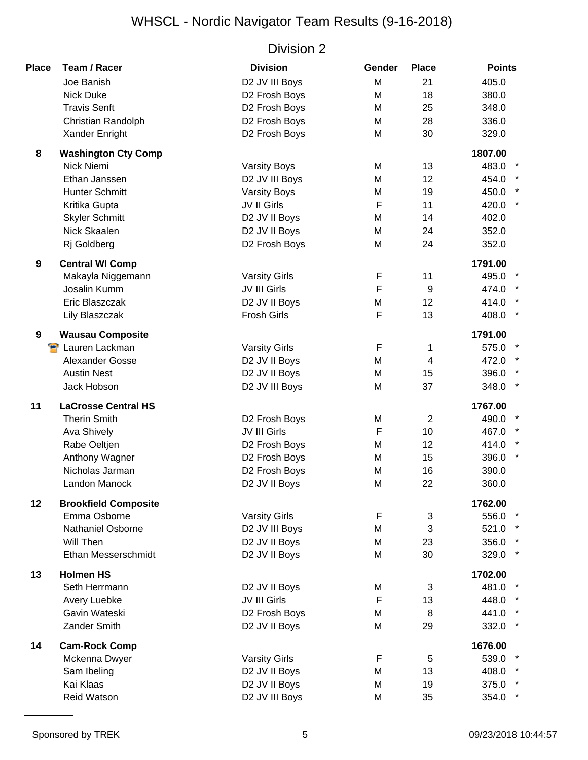# WHSCL - Nordic Navigator Team Results (9-16-2018)

## Division 2

| Place | Team / Racer | Division | Gender | Place | Points | |
|---|---|---|---|---|---|---|
| | Joe Banish | D2 JV III Boys | M | 21 | 405.0 | |
| | Nick Duke | D2 Frosh Boys | M | 18 | 380.0 | |
| | Travis Senft | D2 Frosh Boys | M | 25 | 348.0 | |
| | Christian Randolph | D2 Frosh Boys | M | 28 | 336.0 | |
| | Xander Enright | D2 Frosh Boys | M | 30 | 329.0 | |
| **8** | **Washington Cty Comp** | | | | **1807.00** | |
| | Nick Niemi | Varsity Boys | M | 13 | 483.0 | * |
| | Ethan Janssen | D2 JV III Boys | M | 12 | 454.0 | * |
| | Hunter Schmitt | Varsity Boys | M | 19 | 450.0 | * |
| | Kritika Gupta | JV II Girls | F | 11 | 420.0 | * |
| | Skyler Schmitt | D2 JV II Boys | M | 14 | 402.0 | |
| | Nick Skaalen | D2 JV II Boys | M | 24 | 352.0 | |
| | Rj Goldberg | D2 Frosh Boys | M | 24 | 352.0 | |
| **9** | **Central WI Comp** | | | | **1791.00** | |
| | Makayla Niggemann | Varsity Girls | F | 11 | 495.0 | * |
| | Josalin Kumm | JV III Girls | F | 9 | 474.0 | * |
| | Eric Blaszczak | D2 JV II Boys | M | 12 | 414.0 | * |
| | Lily Blaszczak | Frosh Girls | F | 13 | 408.0 | * |
| **9** | **Wausau Composite** | | | | **1791.00** | |
| | Lauren Lackman | Varsity Girls | F | 1 | 575.0 | * |
| | Alexander Gosse | D2 JV II Boys | M | 4 | 472.0 | * |
| | Austin Nest | D2 JV II Boys | M | 15 | 396.0 | * |
| | Jack Hobson | D2 JV III Boys | M | 37 | 348.0 | * |
| **11** | **LaCrosse Central HS** | | | | **1767.00** | |
| | Therin Smith | D2 Frosh Boys | M | 2 | 490.0 | * |
| | Ava Shively | JV III Girls | F | 10 | 467.0 | * |
| | Rabe Oeltjen | D2 Frosh Boys | M | 12 | 414.0 | * |
| | Anthony Wagner | D2 Frosh Boys | M | 15 | 396.0 | * |
| | Nicholas Jarman | D2 Frosh Boys | M | 16 | 390.0 | |
| | Landon Manock | D2 JV II Boys | M | 22 | 360.0 | |
| **12** | **Brookfield Composite** | | | | **1762.00** | |
| | Emma Osborne | Varsity Girls | F | 3 | 556.0 | * |
| | Nathaniel Osborne | D2 JV III Boys | M | 3 | 521.0 | * |
| | Will Then | D2 JV II Boys | M | 23 | 356.0 | * |
| | Ethan Messerschmidt | D2 JV II Boys | M | 30 | 329.0 | * |
| **13** | **Holmen HS** | | | | **1702.00** | |
| | Seth Herrmann | D2 JV II Boys | M | 3 | 481.0 | * |
| | Avery Luebke | JV III Girls | F | 13 | 448.0 | * |
| | Gavin Wateski | D2 Frosh Boys | M | 8 | 441.0 | * |
| | Zander Smith | D2 JV II Boys | M | 29 | 332.0 | * |
| **14** | **Cam-Rock Comp** | | | | **1676.00** | |
| | Mckenna Dwyer | Varsity Girls | F | 5 | 539.0 | * |
| | Sam Ibeling | D2 JV II Boys | M | 13 | 408.0 | * |
| | Kai Klaas | D2 JV II Boys | M | 19 | 375.0 | * |
| | Reid Watson | D2 JV III Boys | M | 35 | 354.0 | * |

Sponsored by TREK

09/23/2018 10:44:57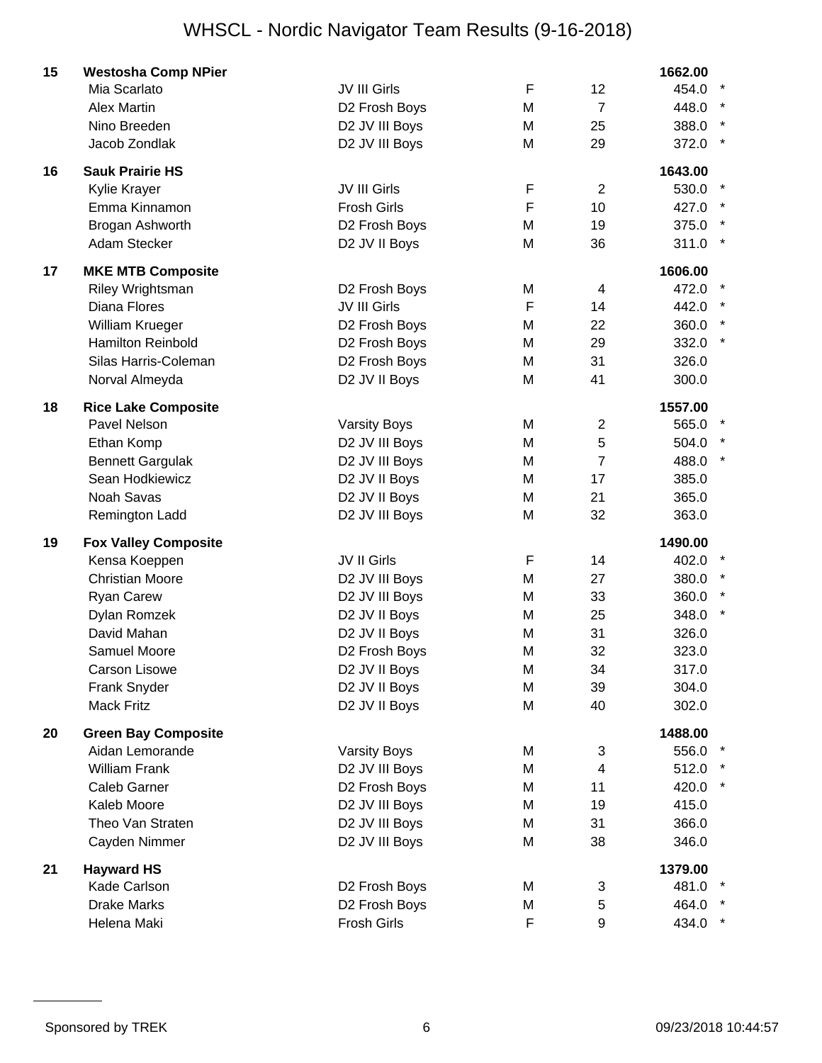# WHSCL - Nordic Navigator Team Results (9-16-2018)

| Rank | Team / Rider | Category | Gender | Place | Points | |
|---|---|---|---|---|---|---|
| **15** | **Westosha Comp NPier** | | | | **1662.00** | |
| | Mia Scarlato | JV III Girls | F | 12 | 454.0 | * |
| | Alex Martin | D2 Frosh Boys | M | 7 | 448.0 | * |
| | Nino Breeden | D2 JV III Boys | M | 25 | 388.0 | * |
| | Jacob Zondlak | D2 JV III Boys | M | 29 | 372.0 | * |
| **16** | **Sauk Prairie HS** | | | | **1643.00** | |
| | Kylie Krayer | JV III Girls | F | 2 | 530.0 | * |
| | Emma Kinnamon | Frosh Girls | F | 10 | 427.0 | * |
| | Brogan Ashworth | D2 Frosh Boys | M | 19 | 375.0 | * |
| | Adam Stecker | D2 JV II Boys | M | 36 | 311.0 | * |
| **17** | **MKE MTB Composite** | | | | **1606.00** | |
| | Riley Wrightsman | D2 Frosh Boys | M | 4 | 472.0 | * |
| | Diana Flores | JV III Girls | F | 14 | 442.0 | * |
| | William Krueger | D2 Frosh Boys | M | 22 | 360.0 | * |
| | Hamilton Reinbold | D2 Frosh Boys | M | 29 | 332.0 | * |
| | Silas Harris-Coleman | D2 Frosh Boys | M | 31 | 326.0 | |
| | Norval Almeyda | D2 JV II Boys | M | 41 | 300.0 | |
| **18** | **Rice Lake Composite** | | | | **1557.00** | |
| | Pavel Nelson | Varsity Boys | M | 2 | 565.0 | * |
| | Ethan Komp | D2 JV III Boys | M | 5 | 504.0 | * |
| | Bennett Gargulak | D2 JV III Boys | M | 7 | 488.0 | * |
| | Sean Hodkiewicz | D2 JV II Boys | M | 17 | 385.0 | |
| | Noah Savas | D2 JV II Boys | M | 21 | 365.0 | |
| | Remington Ladd | D2 JV III Boys | M | 32 | 363.0 | |
| **19** | **Fox Valley Composite** | | | | **1490.00** | |
| | Kensa Koeppen | JV II Girls | F | 14 | 402.0 | * |
| | Christian Moore | D2 JV III Boys | M | 27 | 380.0 | * |
| | Ryan Carew | D2 JV III Boys | M | 33 | 360.0 | * |
| | Dylan Romzek | D2 JV II Boys | M | 25 | 348.0 | * |
| | David Mahan | D2 JV II Boys | M | 31 | 326.0 | |
| | Samuel Moore | D2 Frosh Boys | M | 32 | 323.0 | |
| | Carson Lisowe | D2 JV II Boys | M | 34 | 317.0 | |
| | Frank Snyder | D2 JV II Boys | M | 39 | 304.0 | |
| | Mack Fritz | D2 JV II Boys | M | 40 | 302.0 | |
| **20** | **Green Bay Composite** | | | | **1488.00** | |
| | Aidan Lemorande | Varsity Boys | M | 3 | 556.0 | * |
| | William Frank | D2 JV III Boys | M | 4 | 512.0 | * |
| | Caleb Garner | D2 Frosh Boys | M | 11 | 420.0 | * |
| | Kaleb Moore | D2 JV III Boys | M | 19 | 415.0 | |
| | Theo Van Straten | D2 JV III Boys | M | 31 | 366.0 | |
| | Cayden Nimmer | D2 JV III Boys | M | 38 | 346.0 | |
| **21** | **Hayward HS** | | | | **1379.00** | |
| | Kade Carlson | D2 Frosh Boys | M | 3 | 481.0 | * |
| | Drake Marks | D2 Frosh Boys | M | 5 | 464.0 | * |
| | Helena Maki | Frosh Girls | F | 9 | 434.0 | * |

Sponsored by TREK

09/23/2018 10:44:57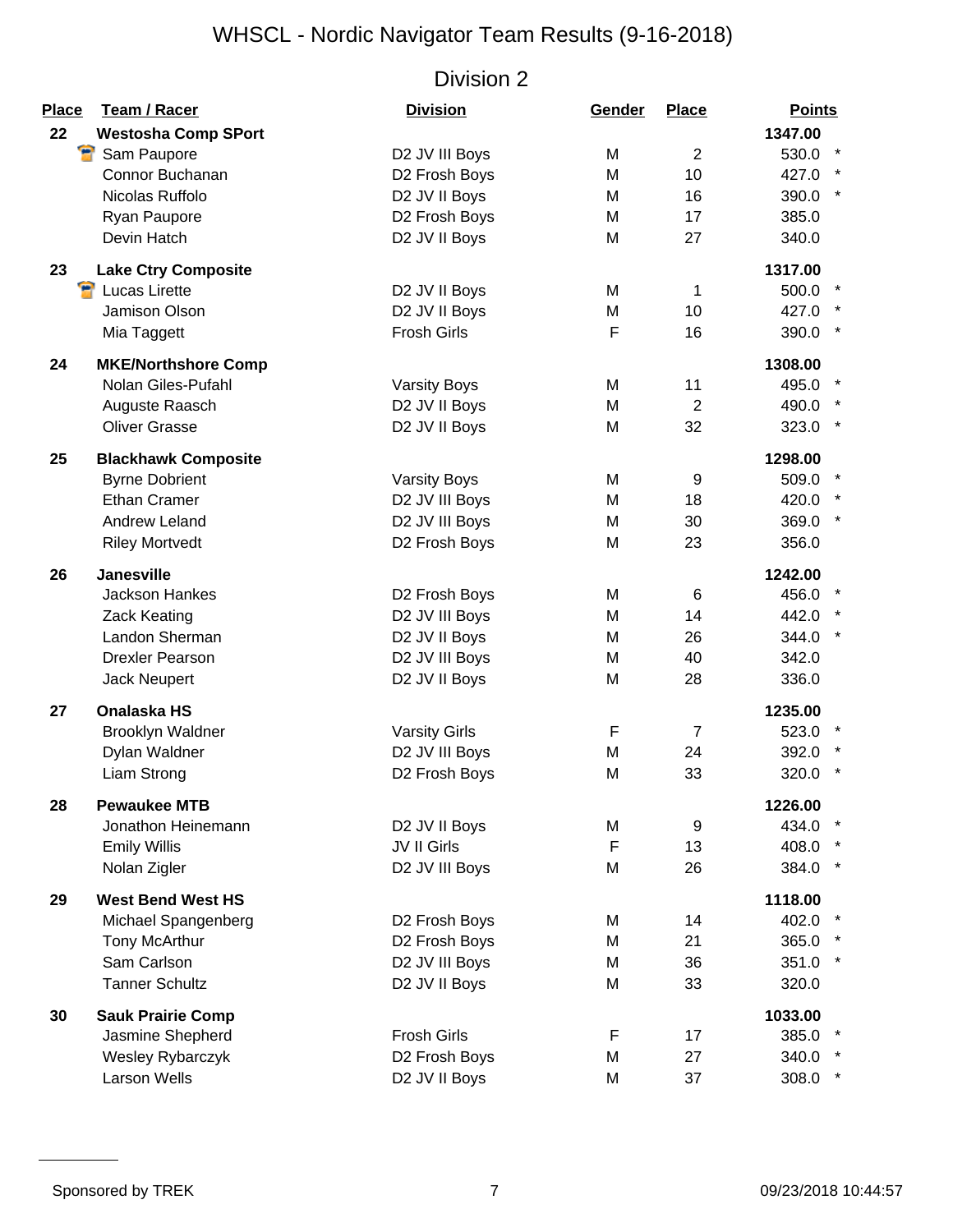# WHSCL - Nordic Navigator Team Results (9-16-2018)

## Division 2

| Place | Team / Racer | Division | Gender | Place | Points | |
|---|---|---|---|---|---|---|
| 22 | **Westosha Comp SPort** | | | | 1347.00 | |
| | Sam Paupore | D2 JV III Boys | M | 2 | 530.0 | * |
| | Connor Buchanan | D2 Frosh Boys | M | 10 | 427.0 | * |
| | Nicolas Ruffolo | D2 JV II Boys | M | 16 | 390.0 | * |
| | Ryan Paupore | D2 Frosh Boys | M | 17 | 385.0 | |
| | Devin Hatch | D2 JV II Boys | M | 27 | 340.0 | |
| 23 | **Lake Ctry Composite** | | | | 1317.00 | |
| | Lucas Lirette | D2 JV II Boys | M | 1 | 500.0 | * |
| | Jamison Olson | D2 JV II Boys | M | 10 | 427.0 | * |
| | Mia Taggett | Frosh Girls | F | 16 | 390.0 | * |
| 24 | **MKE/Northshore Comp** | | | | 1308.00 | |
| | Nolan Giles-Pufahl | Varsity Boys | M | 11 | 495.0 | * |
| | Auguste Raasch | D2 JV II Boys | M | 2 | 490.0 | * |
| | Oliver Grasse | D2 JV II Boys | M | 32 | 323.0 | * |
| 25 | **Blackhawk Composite** | | | | 1298.00 | |
| | Byrne Dobrient | Varsity Boys | M | 9 | 509.0 | * |
| | Ethan Cramer | D2 JV III Boys | M | 18 | 420.0 | * |
| | Andrew Leland | D2 JV III Boys | M | 30 | 369.0 | * |
| | Riley Mortvedt | D2 Frosh Boys | M | 23 | 356.0 | |
| 26 | **Janesville** | | | | 1242.00 | |
| | Jackson Hankes | D2 Frosh Boys | M | 6 | 456.0 | * |
| | Zack Keating | D2 JV III Boys | M | 14 | 442.0 | * |
| | Landon Sherman | D2 JV II Boys | M | 26 | 344.0 | * |
| | Drexler Pearson | D2 JV III Boys | M | 40 | 342.0 | |
| | Jack Neupert | D2 JV II Boys | M | 28 | 336.0 | |
| 27 | **Onalaska HS** | | | | 1235.00 | |
| | Brooklyn Waldner | Varsity Girls | F | 7 | 523.0 | * |
| | Dylan Waldner | D2 JV III Boys | M | 24 | 392.0 | * |
| | Liam Strong | D2 Frosh Boys | M | 33 | 320.0 | * |
| 28 | **Pewaukee MTB** | | | | 1226.00 | |
| | Jonathon Heinemann | D2 JV II Boys | M | 9 | 434.0 | * |
| | Emily Willis | JV II Girls | F | 13 | 408.0 | * |
| | Nolan Zigler | D2 JV III Boys | M | 26 | 384.0 | * |
| 29 | **West Bend West HS** | | | | 1118.00 | |
| | Michael Spangenberg | D2 Frosh Boys | M | 14 | 402.0 | * |
| | Tony McArthur | D2 Frosh Boys | M | 21 | 365.0 | * |
| | Sam Carlson | D2 JV III Boys | M | 36 | 351.0 | * |
| | Tanner Schultz | D2 JV II Boys | M | 33 | 320.0 | |
| 30 | **Sauk Prairie Comp** | | | | 1033.00 | |
| | Jasmine Shepherd | Frosh Girls | F | 17 | 385.0 | * |
| | Wesley Rybarczyk | D2 Frosh Boys | M | 27 | 340.0 | * |
| | Larson Wells | D2 JV II Boys | M | 37 | 308.0 | * |

Sponsored by TREK

09/23/2018 10:44:57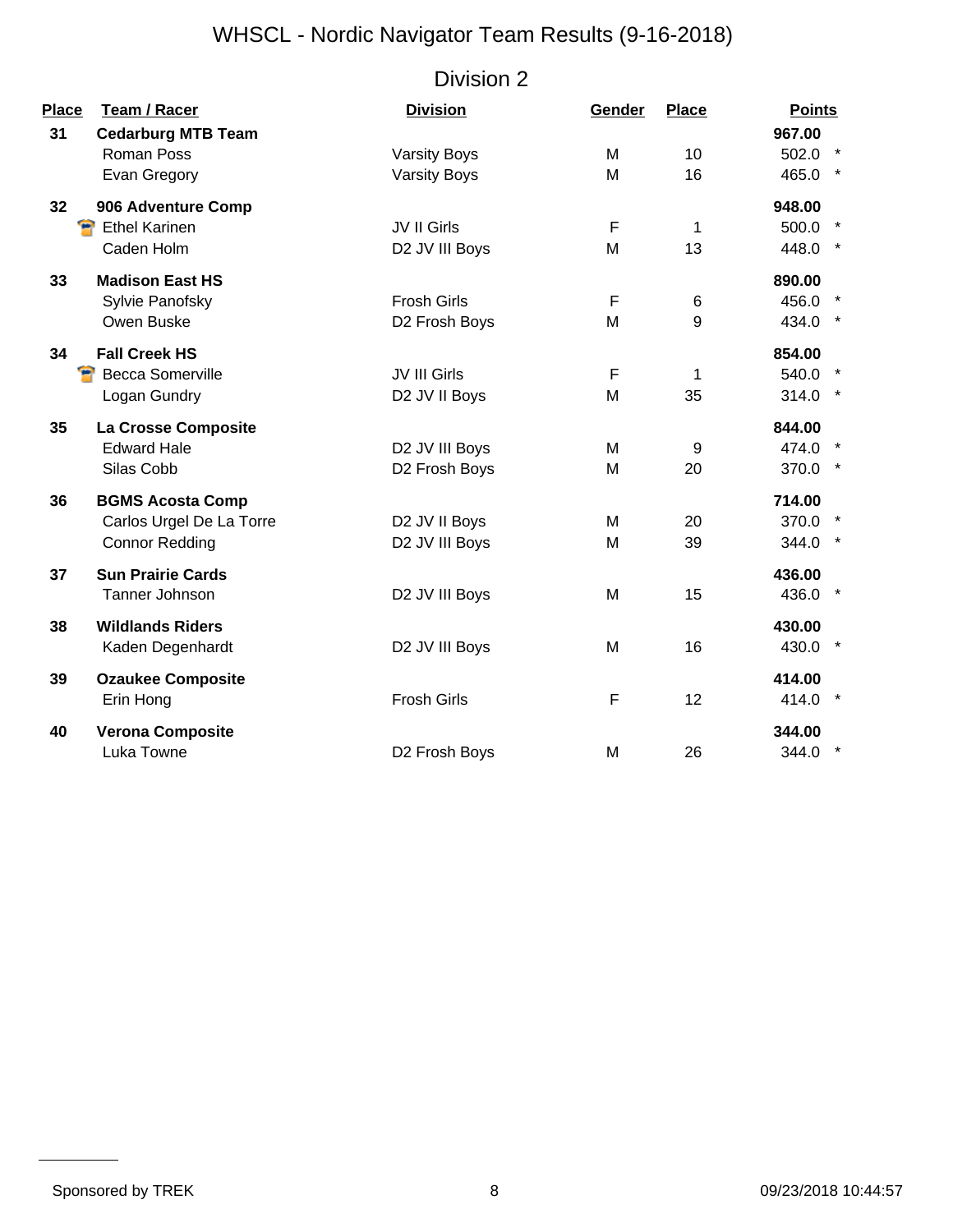# WHSCL - Nordic Navigator Team Results (9-16-2018)

## Division 2

| Place | Team / Racer | Division | Gender | Place | Points | |
|---|---|---|---|---|---|---|
| 31 | **Cedarburg MTB Team** | | | | **967.00** | |
| | Roman Poss | Varsity Boys | M | 10 | 502.0 | * |
| | Evan Gregory | Varsity Boys | M | 16 | 465.0 | * |
| 32 | **906 Adventure Comp** | | | | **948.00** | |
| | Ethel Karinen | JV II Girls | F | 1 | 500.0 | * |
| | Caden Holm | D2 JV III Boys | M | 13 | 448.0 | * |
| 33 | **Madison East HS** | | | | **890.00** | |
| | Sylvie Panofsky | Frosh Girls | F | 6 | 456.0 | * |
| | Owen Buske | D2 Frosh Boys | M | 9 | 434.0 | * |
| 34 | **Fall Creek HS** | | | | **854.00** | |
| | Becca Somerville | JV III Girls | F | 1 | 540.0 | * |
| | Logan Gundry | D2 JV II Boys | M | 35 | 314.0 | * |
| 35 | **La Crosse Composite** | | | | **844.00** | |
| | Edward Hale | D2 JV III Boys | M | 9 | 474.0 | * |
| | Silas Cobb | D2 Frosh Boys | M | 20 | 370.0 | * |
| 36 | **BGMS Acosta Comp** | | | | **714.00** | |
| | Carlos Urgel De La Torre | D2 JV II Boys | M | 20 | 370.0 | * |
| | Connor Redding | D2 JV III Boys | M | 39 | 344.0 | * |
| 37 | **Sun Prairie Cards** | | | | **436.00** | |
| | Tanner Johnson | D2 JV III Boys | M | 15 | 436.0 | * |
| 38 | **Wildlands Riders** | | | | **430.00** | |
| | Kaden Degenhardt | D2 JV III Boys | M | 16 | 430.0 | * |
| 39 | **Ozaukee Composite** | | | | **414.00** | |
| | Erin Hong | Frosh Girls | F | 12 | 414.0 | * |
| 40 | **Verona Composite** | | | | **344.00** | |
| | Luka Towne | D2 Frosh Boys | M | 26 | 344.0 | * |

Sponsored by TREK

09/23/2018 10:44:57